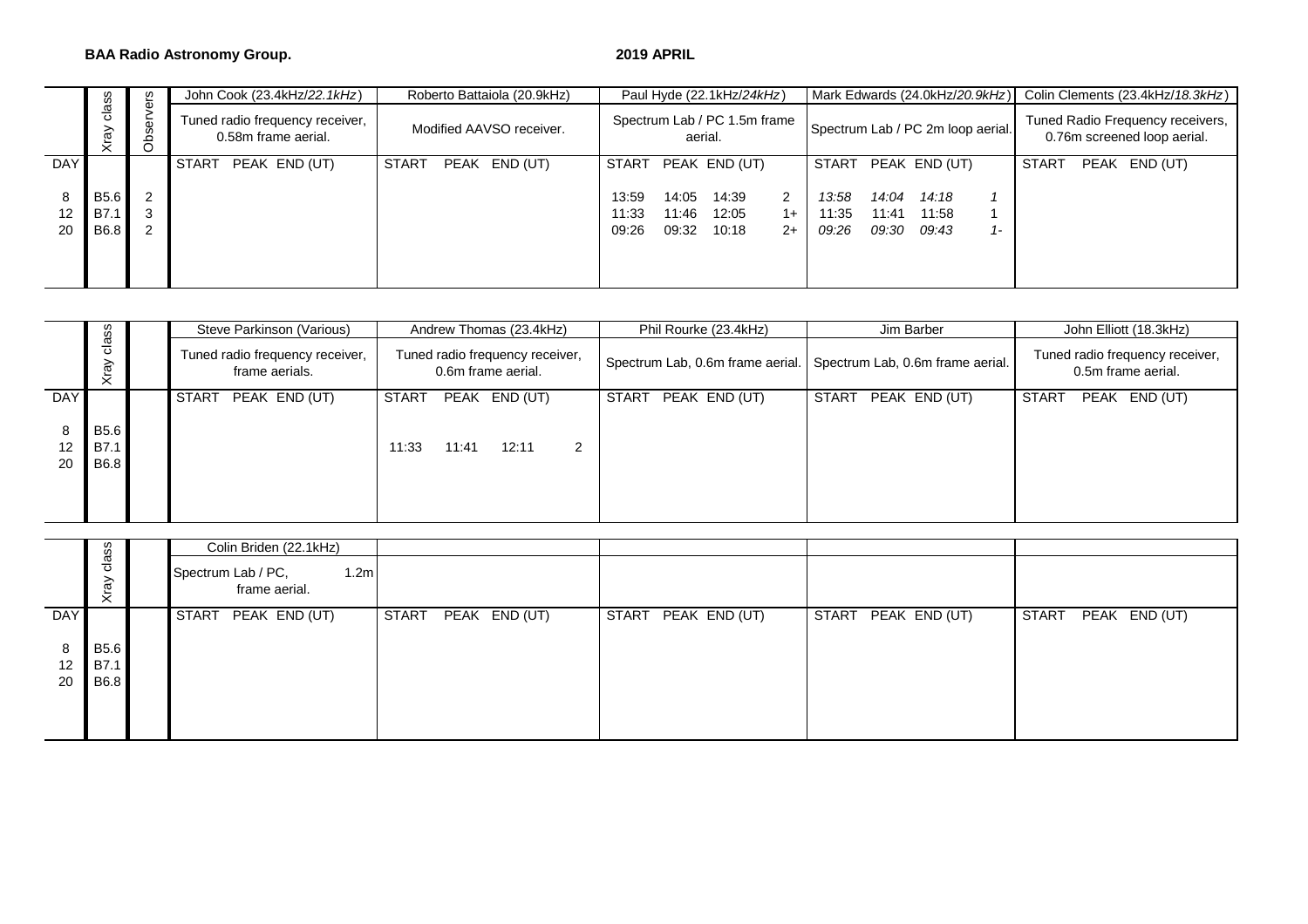**BAA Radio Astronomy Group.** **2019 APRIL**

| | Xray class | Observers | John Cook (23.4kHz/*22.1kHz*) | Roberto Battaiola (20.9kHz) | Paul Hyde (22.1kHz/*24kHz*) | Mark Edwards (24.0kHz/*20.9kHz*) | Colin Clements (23.4kHz/*18.3kHz*) |
|---|---|---|---|---|---|---|---|
| | | | Tuned radio frequency receiver, 0.58m frame aerial. | Modified AAVSO receiver. | Spectrum Lab / PC 1.5m frame aerial. | Spectrum Lab / PC 2m loop aerial. | Tuned Radio Frequency receivers, 0.76m screened loop aerial. |
| DAY | | | START PEAK END (UT) | START PEAK END (UT) | START PEAK END (UT) | START PEAK END (UT) | START PEAK END (UT) |
| 8 | B5.6 | 2 | | | 13:59 14:05 14:39 2 | *13:58 14:04 14:18 1* | |
| 12 | B7.1 | 3 | | | 11:33 11:46 12:05 1+ | 11:35 11:41 11:58 1 | |
| 20 | B6.8 | 2 | | | 09:26 09:32 10:18 2+ | *09:26 09:30 09:43 1-* | |

| | Xray class | | Steve Parkinson (Various) | Andrew Thomas (23.4kHz) | Phil Rourke (23.4kHz) | Jim Barber | John Elliott (18.3kHz) |
|---|---|---|---|---|---|---|---|
| | | | Tuned radio frequency receiver, frame aerials. | Tuned radio frequency receiver, 0.6m frame aerial. | Spectrum Lab, 0.6m frame aerial. | Spectrum Lab, 0.6m frame aerial. | Tuned radio frequency receiver, 0.5m frame aerial. |
| DAY | | | START PEAK END (UT) | START PEAK END (UT) | START PEAK END (UT) | START PEAK END (UT) | START PEAK END (UT) |
| 8 | B5.6 | | | | | | |
| 12 | B7.1 | | | 11:33 11:41 12:11 2 | | | |
| 20 | B6.8 | | | | | | |

| | Xray class | | Colin Briden (22.1kHz) | | | | |
|---|---|---|---|---|---|---|---|
| | | | Spectrum Lab / PC, 1.2m frame aerial. | | | | |
| DAY | | | START PEAK END (UT) | START PEAK END (UT) | START PEAK END (UT) | START PEAK END (UT) | START PEAK END (UT) |
| 8 | B5.6 | | | | | | |
| 12 | B7.1 | | | | | | |
| 20 | B6.8 | | | | | | |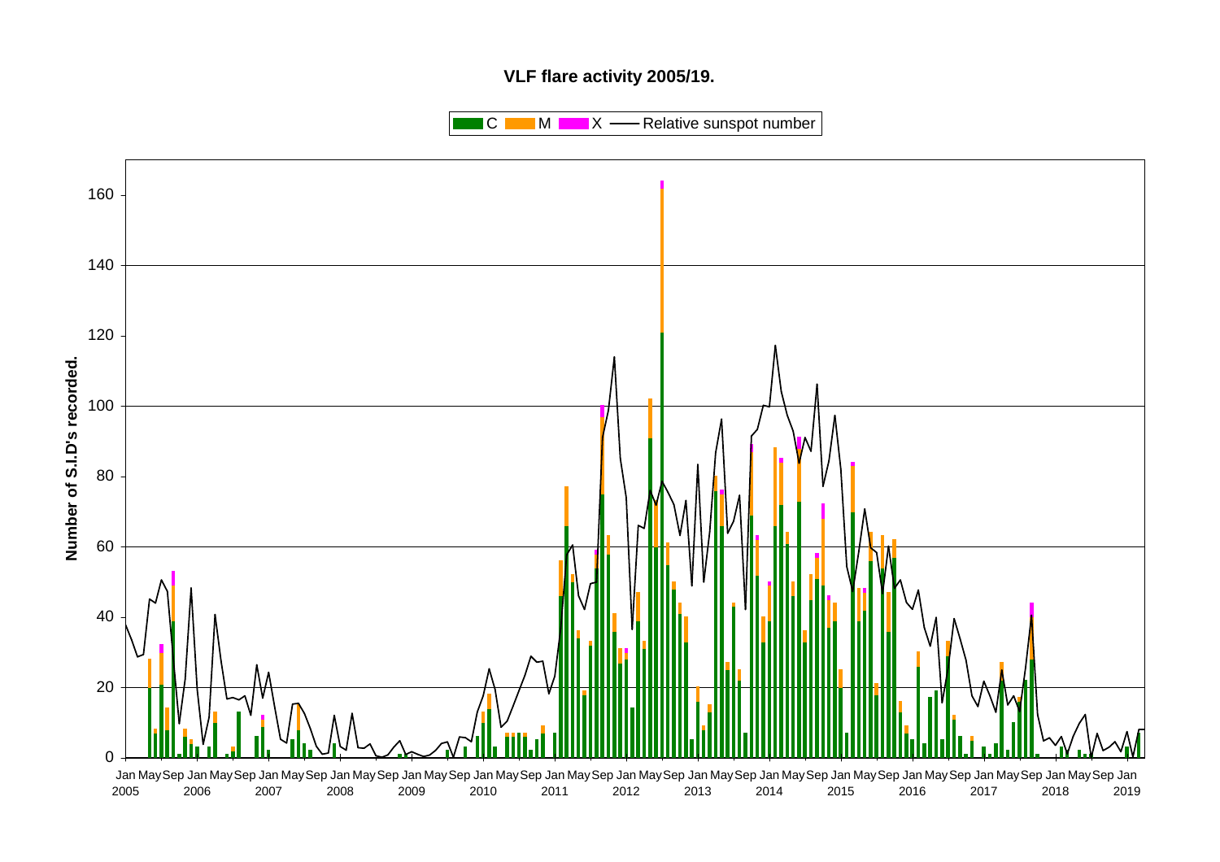**VLF flare activity 2005/19.**

C M X Relative sunspot number

Number of S.I.D's recorded.

0
20
40
60
80
100
120
140
160

Jan May Sep Jan May Sep Jan May Sep Jan May Sep Jan May Sep Jan May Sep Jan May Sep Jan May Sep Jan May Sep Jan May Sep Jan May Sep Jan May Sep Jan May Sep Jan May Sep Jan

2005 2006 2007 2008 2009 2010 2011 2012 2013 2014 2015 2016 2017 2018 2019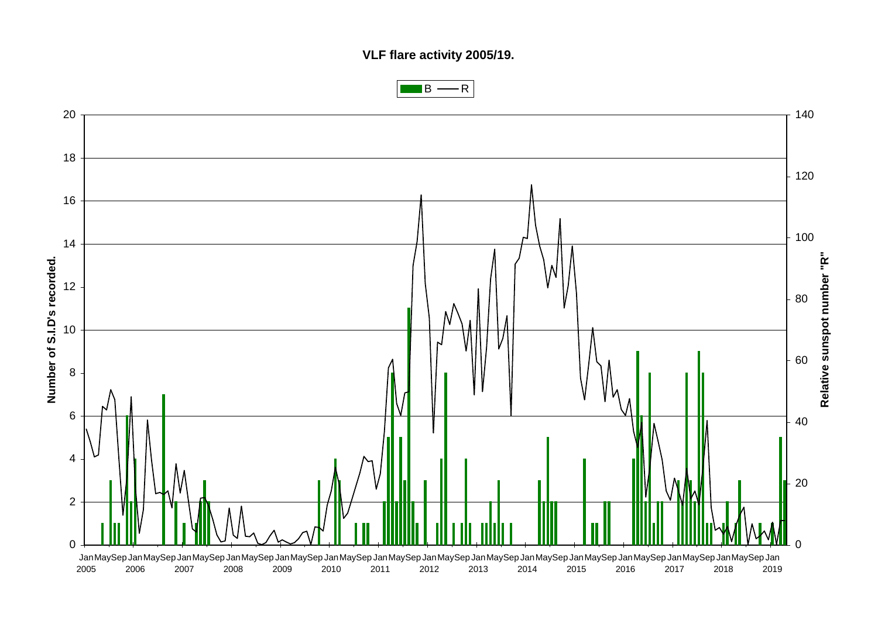**VLF flare activity 2005/19.**

B — R

Number of S.I.D's recorded.

Relative sunspot number "R"

0
2
4
6
8
10
12
14
16
18
20

0
20
40
60
80
100
120
140

Jan May Sep Jan May Sep Jan May Sep Jan May Sep Jan May Sep Jan May Sep Jan May Sep Jan May Sep Jan May Sep Jan May Sep Jan May Sep Jan May Sep Jan May Sep Jan May Sep Jan

2005 2006 2007 2008 2009 2010 2011 2012 2013 2014 2015 2016 2017 2018 2019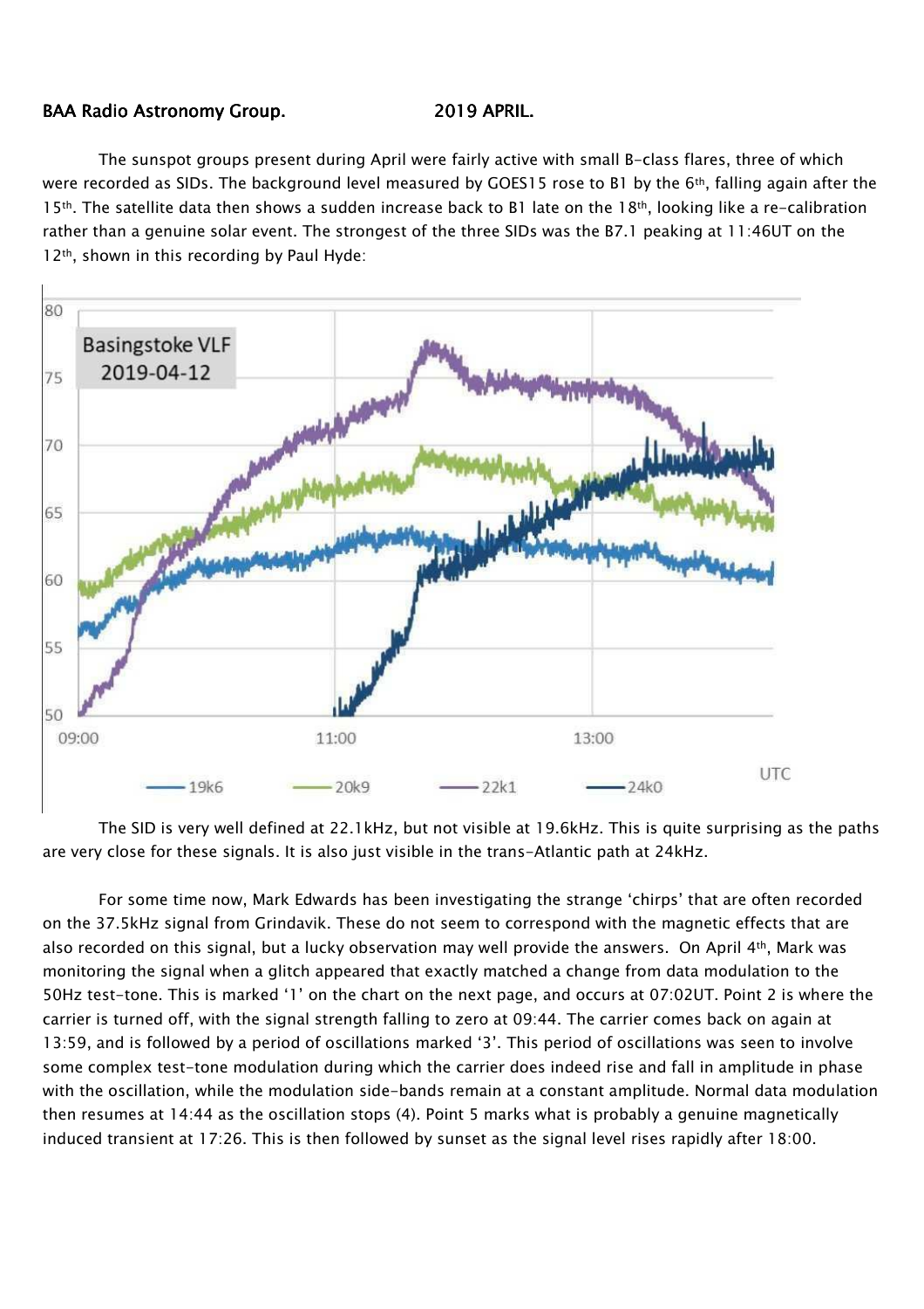**BAA Radio Astronomy Group.** **2019 APRIL.**

The sunspot groups present during April were fairly active with small B-class flares, three of which were recorded as SIDs. The background level measured by GOES15 rose to B1 by the 6th, falling again after the 15th. The satellite data then shows a sudden increase back to B1 late on the 18th, looking like a re-calibration rather than a genuine solar event. The strongest of the three SIDs was the B7.1 peaking at 11:46UT on the 12th, shown in this recording by Paul Hyde:

Basingstoke VLF
2019-04-12

80
75
70
65
60
55
50

09:00
11:00
13:00

UTC

19k6
20k9
22k1
24k0

The SID is very well defined at 22.1kHz, but not visible at 19.6kHz. This is quite surprising as the paths are very close for these signals. It is also just visible in the trans-Atlantic path at 24kHz.

For some time now, Mark Edwards has been investigating the strange 'chirps' that are often recorded on the 37.5kHz signal from Grindavik. These do not seem to correspond with the magnetic effects that are also recorded on this signal, but a lucky observation may well provide the answers. On April 4th, Mark was monitoring the signal when a glitch appeared that exactly matched a change from data modulation to the 50Hz test-tone. This is marked '1' on the chart on the next page, and occurs at 07:02UT. Point 2 is where the carrier is turned off, with the signal strength falling to zero at 09:44. The carrier comes back on again at 13:59, and is followed by a period of oscillations marked '3'. This period of oscillations was seen to involve some complex test-tone modulation during which the carrier does indeed rise and fall in amplitude in phase with the oscillation, while the modulation side-bands remain at a constant amplitude. Normal data modulation then resumes at 14:44 as the oscillation stops (4). Point 5 marks what is probably a genuine magnetically induced transient at 17:26. This is then followed by sunset as the signal level rises rapidly after 18:00.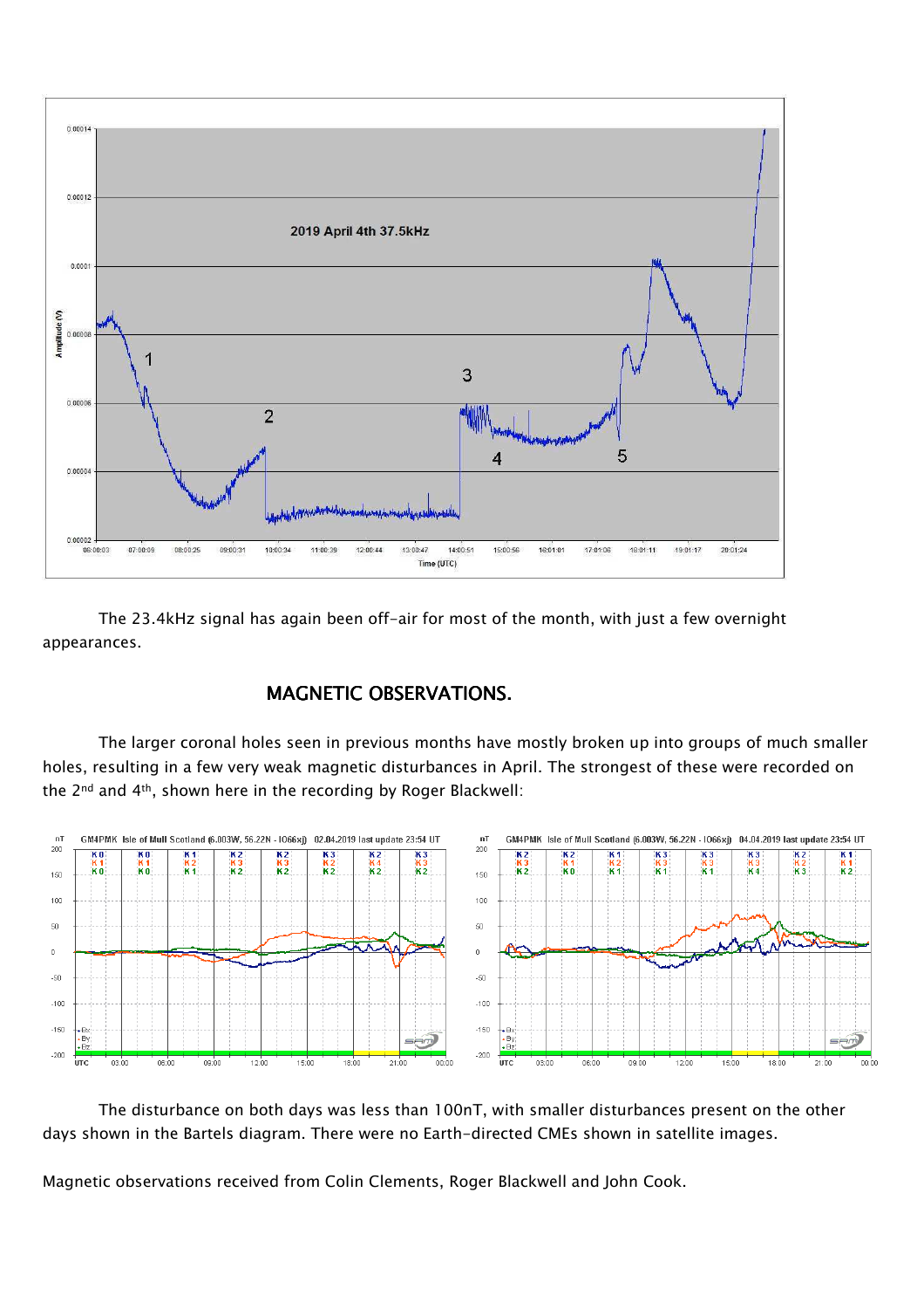2019 April 4th 37.5kHz

Amplitude (V)

0.00014

0.00012

0.0001

0.00008

0.00006

0.00004

0.00002

06:00:03 07:00:09 08:00:25 09:00:31 10:00:34 11:00:39 12:00:44 13:00:47 14:00:51 15:00:56 16:01:01 17:01:06 18:01:11 19:01:17 20:01:24

Time (UTC)

1 2 3 4 5

The 23.4kHz signal has again been off-air for most of the month, with just a few overnight appearances.

## MAGNETIC OBSERVATIONS.

The larger coronal holes seen in previous months have mostly broken up into groups of much smaller holes, resulting in a few very weak magnetic disturbances in April. The strongest of these were recorded on the 2nd and 4th, shown here in the recording by Roger Blackwell:

GM4PMK Isle of Mull Scotland (6.003W, 56.22N - IO66xj) 02.04.2019 last update 23:54 UT

GM4PMK Isle of Mull Scotland (6.003W, 56.22N - IO66xj) 04.04.2019 last update 23:54 UT

The disturbance on both days was less than 100nT, with smaller disturbances present on the other days shown in the Bartels diagram. There were no Earth-directed CMEs shown in satellite images.

Magnetic observations received from Colin Clements, Roger Blackwell and John Cook.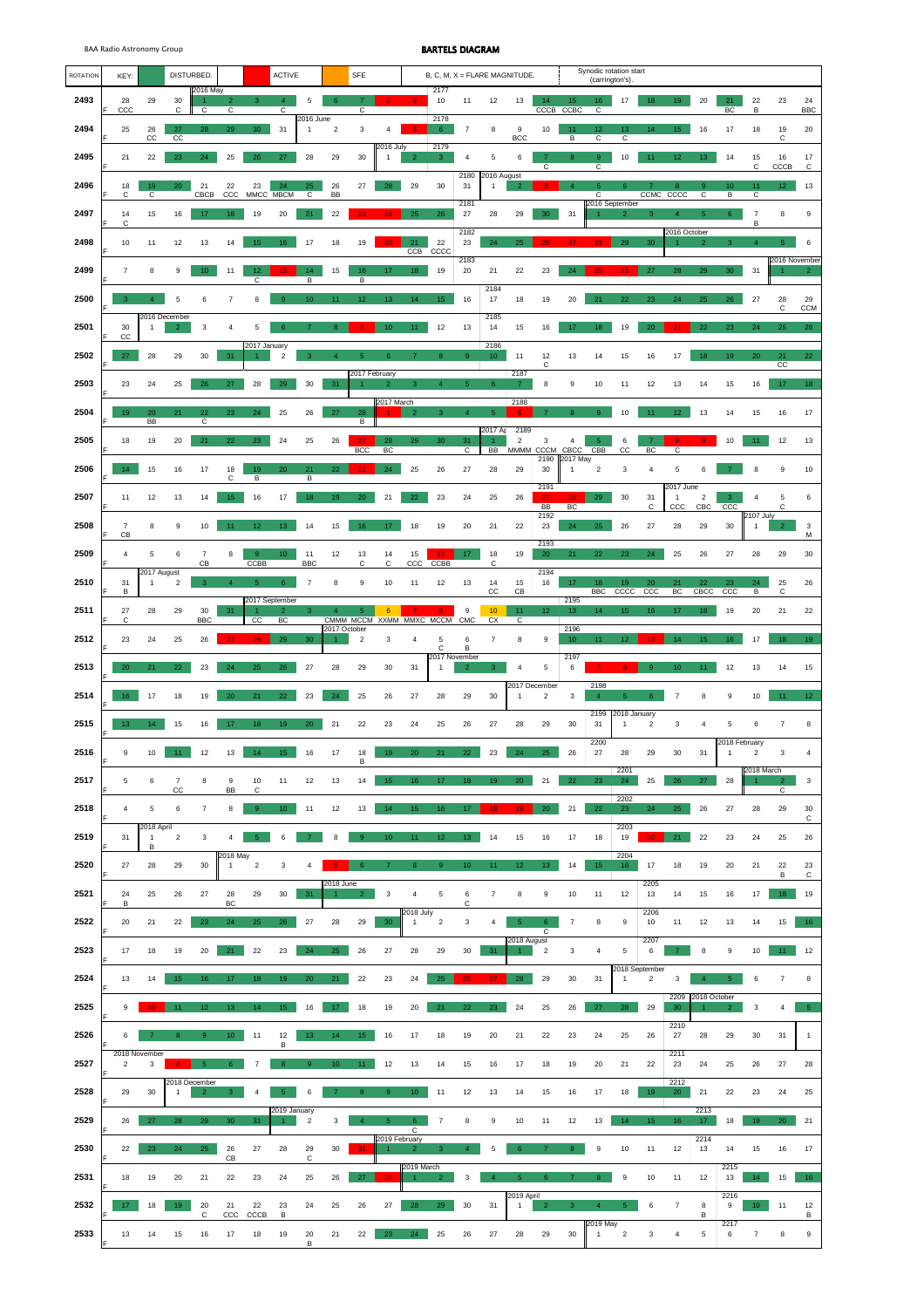BAA Radio Astronomy Group

# BARTELS DIAGRAM

ROTATION | KEY: | DISTURBED. | ACTIVE | SFE | B, C, M, X = FLARE MAGNITUDE. | Synodic rotation start (carrington's).

| | | | | | | | | | | | | | | | | | | | | | | | | | | | |
|---|---|---|---|---|---|---|---|---|---|---|---|---|---|---|---|---|---|---|---|---|---|---|---|---|---|---|---|
| 2493 | 28 CCC | 29 | 30 C | 2016 May 1 C | 2 C | 3 | 4 C | 5 | 6 | 7 C | 8 | 9 | 2177 10 | 11 | 12 | 13 | 14 CCCB | 15 CCBC | 16 C | 17 | 18 | 19 | 20 | 21 BC | 22 B | 23 | 24 BBC |
| 2494 | 25 | 26 CC | 27 CC | 28 | 29 | 30 | 31 | 2016 June 1 | 2 | 3 | 4 | 5 | 2178 6 | 7 | 8 | 9 BCC | 10 | 11 B | 12 C | 13 C | 14 | 15 | 16 | 17 | 18 | 19 C | 20 |
| 2495 | 21 | 22 | 23 | 24 | 25 | 26 | 27 | 28 | 29 | 30 | 2016 July 1 | 2 | 2179 3 | 4 | 5 | 6 | 7 C | 8 | 9 C | 10 | 11 | 12 | 13 | 14 | 15 C | 16 CCCB | 17 C |
| 2496 | 18 C | 19 C | 20 | 21 CBCB | 22 CCC | 23 MMCC | 24 MBCM | 25 C | 26 BB | 27 | 28 | 29 | 30 | 2180 31 | 2016 August 1 | 2 | 3 | 4 | 5 C | 6 | 7 CCMC | 8 CCCC | 9 C | 10 B | 11 C | 12 | 13 |
| 2497 | 14 C | 15 | 16 | 17 | 18 | 19 | 20 | 21 | 22 | 23 | 24 | 25 | 26 | 2181 27 | 28 | 29 | 30 | 31 | 2016 September 1 | 2 | 3 | 4 | 5 | 6 | 7 B | 8 | 9 |
| 2498 | 10 | 11 | 12 | 13 | 14 | 15 | 16 | 17 | 18 | 19 | 20 | 21 CCB | 22 CCCC | 2182 23 | 24 | 25 | 26 | 27 | 28 | 29 | 30 | 2016 October 1 | 2 | 3 | 4 | 5 | 6 |
| 2499 | 7 | 8 | 9 | 10 | 11 | 12 C | 13 | 14 B | 15 | 16 B | 17 | 18 | 19 | 2183 20 | 21 | 22 | 23 | 24 | 25 | 26 | 27 | 28 | 29 | 30 | 31 | 2016 November 1 | 2 |
| 2500 | 3 | 4 | 5 | 6 | 7 | 8 | 9 | 10 | 11 | 12 | 13 | 14 | 15 | 16 | 2184 17 | 18 | 19 | 20 | 21 | 22 | 23 | 24 | 25 | 26 | 27 | 28 C | 29 CCM |
| 2501 | 30 CC | 2016 December 1 | 2 | 3 | 4 | 5 | 6 | 7 | 8 | 9 | 10 | 11 | 12 | 13 | 2185 14 | 15 | 16 | 17 | 18 | 19 | 20 | 21 | 22 | 23 | 24 | 25 | 26 |
| 2502 | 27 | 28 | 29 | 30 | 31 | 2017 January 1 | 2 | 3 | 4 | 5 | 6 | 7 | 8 | 9 | 2186 10 | 11 | 12 C | 13 | 14 | 15 | 16 | 17 | 18 | 19 | 20 | 21 CC | 22 |
| 2503 | 23 | 24 | 25 | 26 | 27 | 28 | 29 | 30 | 31 | 2017 February 1 | 2 | 3 | 4 | 5 | 6 | 2187 7 | 8 | 9 | 10 | 11 | 12 | 13 | 14 | 15 | 16 | 17 | 18 |
| 2504 | 19 | 20 BB | 21 | 22 C | 23 | 24 | 25 | 26 | 27 | 28 B | 2017 March 1 | 2 | 3 | 4 | 5 | 2188 6 | 7 | 8 | 9 | 10 | 11 | 12 | 13 | 14 | 15 | 16 | 17 |
| 2505 | 18 | 19 | 20 | 21 | 22 | 23 | 24 | 25 | 26 | 27 BCC | 28 BC | 29 | 30 | 31 C | 2017 Ap 1 BB | 2189 2 MMMM | 3 CCCM | 4 CBCC | 5 CBB | 6 CC | 7 BC | 8 C | 9 | 10 | 11 | 12 | 13 |
| 2506 | 14 | 15 | 16 | 17 | 18 C | 19 B | 20 | 21 B | 22 | 23 | 24 | 25 | 26 | 27 | 28 | 29 | 2190 30 | 2017 May 1 | 2 | 3 | 4 | 5 | 6 | 7 | 8 | 9 | 10 |
| 2507 | 11 | 12 | 13 | 14 | 15 | 16 | 17 | 18 | 19 | 20 | 21 | 22 | 23 | 24 | 25 | 26 | 2191 27 BB | 28 BC | 29 | 30 | 31 C | 2017 June 1 CCC | 2 CBC | 3 CCC | 4 | 5 C | 6 |
| 2508 | 7 CB | 8 | 9 | 10 | 11 | 12 | 13 | 14 | 15 | 16 | 17 | 18 | 19 | 20 | 21 | 22 | 2192 23 | 24 | 25 | 26 | 27 | 28 | 29 | 30 | 2107 July 1 | 2 | 3 M |
| 2509 | 4 | 5 | 6 | 7 CB | 8 | 9 CCBB | 10 | 11 BBC | 12 | 13 C | 14 C | 15 CCC | 16 CCBB | 17 | 18 C | 19 | 2193 20 | 21 | 22 | 23 | 24 | 25 | 26 | 27 | 28 | 29 | 30 |
| 2510 | 31 B | 2017 August 1 | 2 | 3 | 4 | 5 | 6 | 7 | 8 | 9 | 10 | 11 | 12 | 13 | 14 CC | 15 CB | 2194 16 | 17 | 18 BBC | 19 CCCC | 20 CCC | 21 BC | 22 CBCC | 23 CCC | 24 B | 25 C | 26 |
| 2511 | 27 C | 28 | 29 | 30 BBC | 31 | 2017 September 1 CC | 2 BC | 3 | 4 CMMM | 5 MCCM | 6 XXMM | 7 MMXC | 8 MCCM | 9 CMC | 10 CX | 11 C | 12 | 2195 13 | 14 | 15 | 16 | 17 | 18 | 19 | 20 | 21 | 22 |
| 2512 | 23 | 24 | 25 | 26 | 27 | 28 | 29 | 30 | 2017 October 1 | 2 | 3 | 4 | 5 C | 6 B | 7 | 8 | 9 | 2196 10 | 11 | 12 | 13 | 14 | 15 | 16 | 17 | 18 | 19 |
| 2513 | 20 | 21 | 22 | 23 | 24 | 25 | 26 | 27 | 28 | 29 | 30 | 31 | 2017 November 1 | 2 | 3 | 4 | 5 | 2197 6 | 7 | 8 | 9 | 10 | 11 | 12 | 13 | 14 | 15 |
| 2514 | 16 | 17 | 18 | 19 | 20 | 21 | 22 | 23 | 24 | 25 | 26 | 27 | 28 | 29 | 30 | 2017 December 1 | 2 | 3 | 2198 4 | 5 | 6 | 7 | 8 | 9 | 10 | 11 | 12 |
| 2515 | 13 | 14 | 15 | 16 | 17 | 18 | 19 | 20 | 21 | 22 | 23 | 24 | 25 | 26 | 27 | 28 | 29 | 30 | 2199 31 | 2018 January 1 | 2 | 3 | 4 | 5 | 6 | 7 | 8 |
| 2516 | 9 | 10 | 11 | 12 | 13 | 14 | 15 | 16 | 17 | 18 B | 19 | 20 | 21 | 22 | 23 | 24 | 25 | 26 | 2200 27 | 28 | 29 | 30 | 31 | 2018 February 1 | 2 | 3 | 4 |
| 2517 | 5 | 6 | 7 CC | 8 | 9 BB | 10 C | 11 | 12 | 13 | 14 | 15 | 16 | 17 | 18 | 19 | 20 | 21 | 22 | 23 | 2201 24 | 25 | 26 | 27 | 28 | 2018 March 1 | 2 C | 3 |
| 2518 | 4 | 5 | 6 | 7 | 8 | 9 | 10 | 11 | 12 | 13 | 14 | 15 | 16 | 17 | 18 | 19 | 20 | 21 | 22 | 2202 23 | 24 | 25 | 26 | 27 | 28 | 29 | 30 C |
| 2519 | 31 | 2018 April 1 B | 2 | 3 | 4 | 5 | 6 | 7 | 8 | 9 | 10 | 11 | 12 | 13 | 14 | 15 | 16 | 17 | 18 | 2203 19 | 20 | 21 | 22 | 23 | 24 | 25 | 26 |
| 2520 | 27 | 28 | 29 | 30 | 2018 May 1 | 2 | 3 | 4 | 5 | 6 | 7 | 8 | 9 | 10 | 11 | 12 | 13 | 14 | 15 | 2204 16 | 17 | 18 | 19 | 20 | 21 | 22 B | 23 C |
| 2521 | 24 B | 25 | 26 | 27 | 28 BC | 29 | 30 | 31 | 2018 June 1 | 2 | 3 | 4 | 5 | 6 C | 7 | 8 | 9 | 10 | 11 | 12 | 2205 13 | 14 | 15 | 16 | 17 | 18 | 19 |
| 2522 | 20 | 21 | 22 | 23 | 24 | 25 | 26 | 27 | 28 | 29 | 30 | 2018 July 1 | 2 | 3 | 4 | 5 | 6 C | 7 | 8 | 9 | 2206 10 | 11 | 12 | 13 | 14 | 15 | 16 |
| 2523 | 17 | 18 | 19 | 20 | 21 | 22 | 23 | 24 | 25 | 26 | 27 | 28 | 29 | 30 | 31 | 2018 August 1 | 2 | 3 | 4 | 5 | 2207 6 | 7 | 8 | 9 | 10 | 11 | 12 |
| 2524 | 13 | 14 | 15 | 16 | 17 | 18 | 19 | 20 | 21 | 22 | 23 | 24 | 25 | 26 | 27 | 28 | 29 | 30 | 31 | 2018 September 1 | 2 | 3 | 4 | 5 | 6 | 7 | 8 |
| 2525 | 9 | 10 | 11 | 12 | 13 | 14 | 15 | 16 | 17 | 18 | 19 | 20 | 21 | 22 | 23 | 24 | 25 | 26 | 27 | 28 | 29 | 2209 30 | 2018 October 1 | 2 | 3 | 4 | 5 |
| 2526 | 6 | 7 | 8 | 9 | 10 | 11 | 12 B | 13 | 14 | 15 | 16 | 17 | 18 | 19 | 20 | 21 | 22 | 23 | 24 | 25 | 26 | 2210 27 | 28 | 29 | 30 | 31 | 1 |
| 2527 | 2018 November 2 | 3 | 4 | 5 | 6 | 7 | 8 | 9 | 10 | 11 | 12 | 13 | 14 | 15 | 16 | 17 | 18 | 19 | 20 | 21 | 22 | 2211 23 | 24 | 25 | 26 | 27 | 28 |
| 2528 | 29 | 30 | 2018 December 1 | 2 | 3 | 4 | 5 | 6 | 7 | 8 | 9 | 10 | 11 | 12 | 13 | 14 | 15 | 16 | 17 | 18 | 19 | 2212 20 | 21 | 22 | 23 | 24 | 25 |
| 2529 | 26 | 27 | 28 | 29 | 30 | 31 | 2019 January 1 | 2 | 3 | 4 | 5 | 6 C | 7 | 8 | 9 | 10 | 11 | 12 | 13 | 14 | 15 | 16 | 2213 17 | 18 | 19 | 20 | 21 |
| 2530 | 22 | 23 | 24 | 25 | 26 CB | 27 | 28 | 29 C | 30 | 31 | 2019 February 1 | 2 | 3 | 4 | 5 | 6 | 7 | 8 | 9 | 10 | 11 | 12 | 2214 13 | 14 | 15 | 16 | 17 |
| 2531 | 18 | 19 | 20 | 21 | 22 | 23 | 24 | 25 | 26 | 27 | 28 | 2019 March 1 | 2 | 3 | 4 | 5 | 6 | 7 | 8 | 9 | 10 | 11 | 12 | 2215 13 | 14 | 15 | 16 |
| 2532 | 17 | 18 | 19 | 20 C | 21 CCC | 22 CCCB | 23 B | 24 | 25 | 26 | 27 | 28 | 29 | 30 | 31 | 2019 April 1 | 2 | 3 | 4 | 5 | 6 | 7 | 8 B | 2216 9 | 10 | 11 | 12 B |
| 2533 | 13 | 14 | 15 | 16 | 17 | 18 | 19 | 20 B | 21 | 22 | 23 | 24 | 25 | 26 | 27 | 28 | 29 | 30 | 2019 May 1 | 2 | 3 | 4 | 5 | 2217 6 | 7 | 8 | 9 |